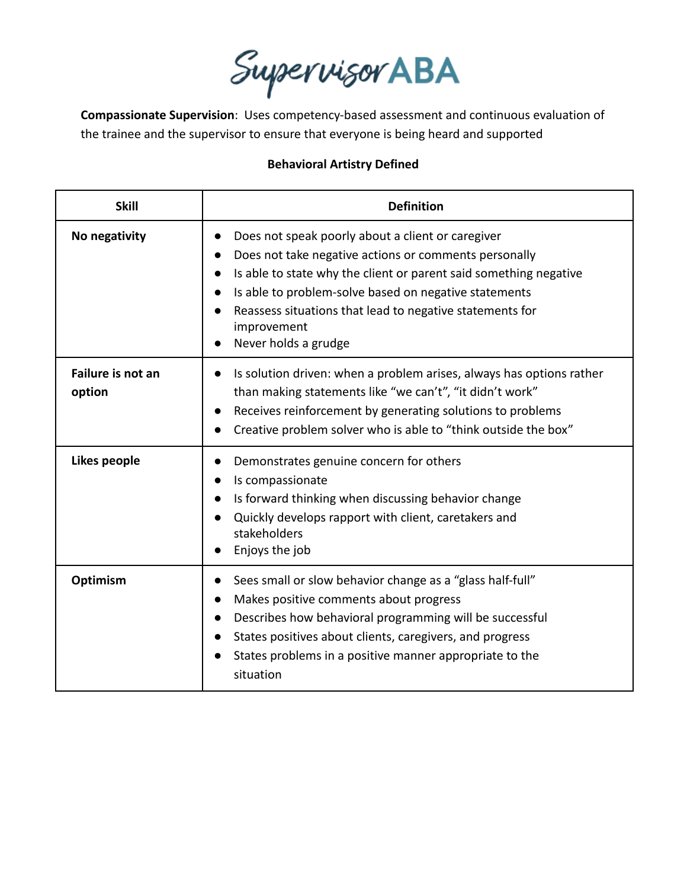# SupervisorABA

**Compassionate Supervision**: Uses competency-based assessment and continuous evaluation of the trainee and the supervisor to ensure that everyone is being heard and supported

**Behavioral Artistry Defined**

| Skill | Definition |
| --- | --- |
| **No negativity** | • Does not speak poorly about a client or caregiver<br>• Does not take negative actions or comments personally<br>• Is able to state why the client or parent said something negative<br>• Is able to problem-solve based on negative statements<br>• Reassess situations that lead to negative statements for improvement<br>• Never holds a grudge |
| **Failure is not an option** | • Is solution driven: when a problem arises, always has options rather than making statements like "we can't", "it didn't work"<br>• Receives reinforcement by generating solutions to problems<br>• Creative problem solver who is able to "think outside the box" |
| **Likes people** | • Demonstrates genuine concern for others<br>• Is compassionate<br>• Is forward thinking when discussing behavior change<br>• Quickly develops rapport with client, caretakers and stakeholders<br>• Enjoys the job |
| **Optimism** | • Sees small or slow behavior change as a "glass half-full"<br>• Makes positive comments about progress<br>• Describes how behavioral programming will be successful<br>• States positives about clients, caregivers, and progress<br>• States problems in a positive manner appropriate to the situation |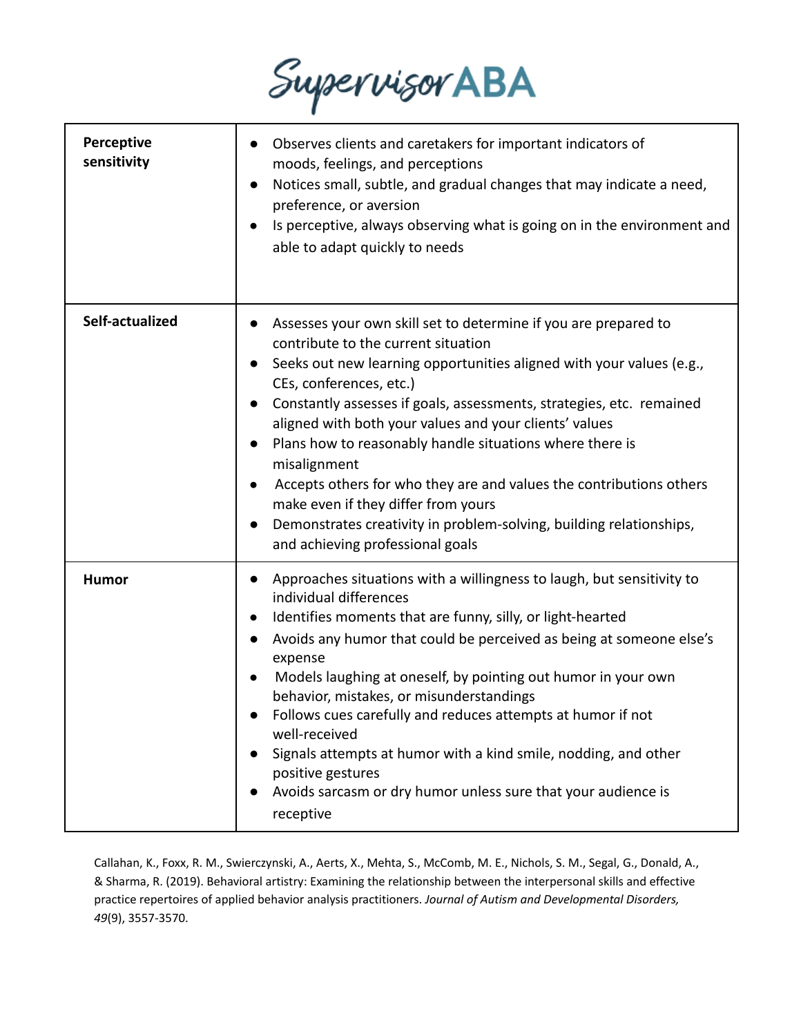| | |
|---|---|
| **Perceptive sensitivity** | • Observes clients and caretakers for important indicators of moods, feelings, and perceptions<br>• Notices small, subtle, and gradual changes that may indicate a need, preference, or aversion<br>• Is perceptive, always observing what is going on in the environment and able to adapt quickly to needs |
| **Self-actualized** | • Assesses your own skill set to determine if you are prepared to contribute to the current situation<br>• Seeks out new learning opportunities aligned with your values (e.g., CEs, conferences, etc.)<br>• Constantly assesses if goals, assessments, strategies, etc. remained aligned with both your values and your clients' values<br>• Plans how to reasonably handle situations where there is misalignment<br>• Accepts others for who they are and values the contributions others make even if they differ from yours<br>• Demonstrates creativity in problem-solving, building relationships, and achieving professional goals |
| **Humor** | • Approaches situations with a willingness to laugh, but sensitivity to individual differences<br>• Identifies moments that are funny, silly, or light-hearted<br>• Avoids any humor that could be perceived as being at someone else's expense<br>• Models laughing at oneself, by pointing out humor in your own behavior, mistakes, or misunderstandings<br>• Follows cues carefully and reduces attempts at humor if not well-received<br>• Signals attempts at humor with a kind smile, nodding, and other positive gestures<br>• Avoids sarcasm or dry humor unless sure that your audience is receptive |

Callahan, K., Foxx, R. M., Swierczynski, A., Aerts, X., Mehta, S., McComb, M. E., Nichols, S. M., Segal, G., Donald, A., & Sharma, R. (2019). Behavioral artistry: Examining the relationship between the interpersonal skills and effective practice repertoires of applied behavior analysis practitioners. *Journal of Autism and Developmental Disorders, 49*(9), 3557-3570.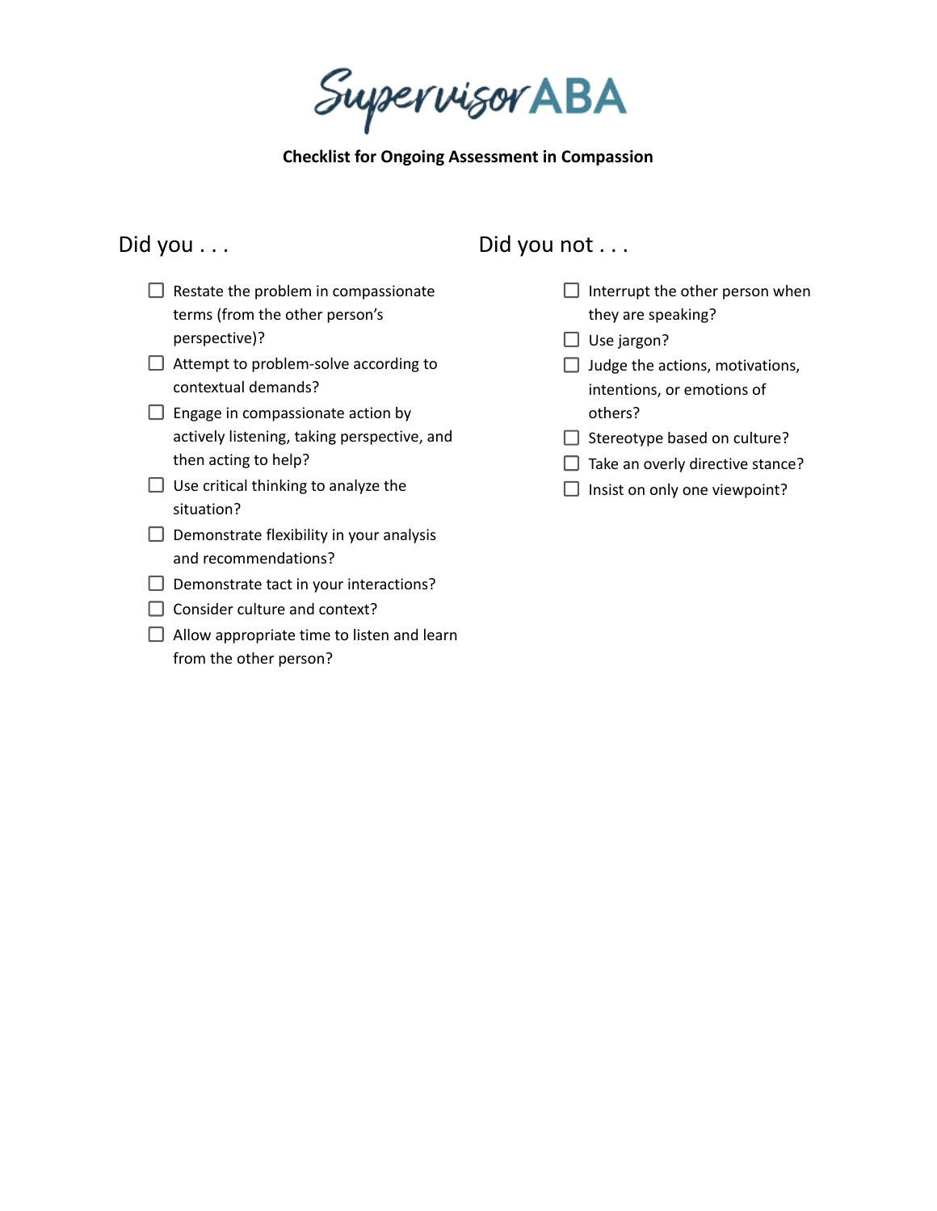# SupervisorABA

**Checklist for Ongoing Assessment in Compassion**

## Did you . . .

- [ ] Restate the problem in compassionate terms (from the other person's perspective)?
- [ ] Attempt to problem-solve according to contextual demands?
- [ ] Engage in compassionate action by actively listening, taking perspective, and then acting to help?
- [ ] Use critical thinking to analyze the situation?
- [ ] Demonstrate flexibility in your analysis and recommendations?
- [ ] Demonstrate tact in your interactions?
- [ ] Consider culture and context?
- [ ] Allow appropriate time to listen and learn from the other person?

## Did you not . . .

- [ ] Interrupt the other person when they are speaking?
- [ ] Use jargon?
- [ ] Judge the actions, motivations, intentions, or emotions of others?
- [ ] Stereotype based on culture?
- [ ] Take an overly directive stance?
- [ ] Insist on only one viewpoint?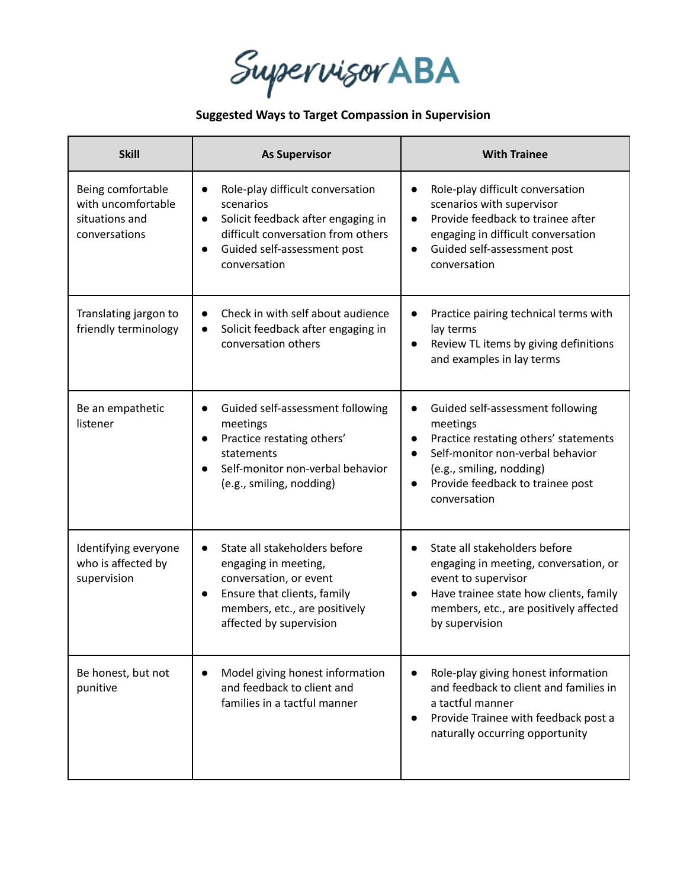# SupervisorABA

**Suggested Ways to Target Compassion in Supervision**

| Skill | As Supervisor | With Trainee |
| --- | --- | --- |
| Being comfortable with uncomfortable situations and conversations | • Role-play difficult conversation scenarios<br>• Solicit feedback after engaging in difficult conversation from others<br>• Guided self-assessment post conversation | • Role-play difficult conversation scenarios with supervisor<br>• Provide feedback to trainee after engaging in difficult conversation<br>• Guided self-assessment post conversation |
| Translating jargon to friendly terminology | • Check in with self about audience<br>• Solicit feedback after engaging in conversation others | • Practice pairing technical terms with lay terms<br>• Review TL items by giving definitions and examples in lay terms |
| Be an empathetic listener | • Guided self-assessment following meetings<br>• Practice restating others' statements<br>• Self-monitor non-verbal behavior (e.g., smiling, nodding) | • Guided self-assessment following meetings<br>• Practice restating others' statements<br>• Self-monitor non-verbal behavior (e.g., smiling, nodding)<br>• Provide feedback to trainee post conversation |
| Identifying everyone who is affected by supervision | • State all stakeholders before engaging in meeting, conversation, or event<br>• Ensure that clients, family members, etc., are positively affected by supervision | • State all stakeholders before engaging in meeting, conversation, or event to supervisor<br>• Have trainee state how clients, family members, etc., are positively affected by supervision |
| Be honest, but not punitive | • Model giving honest information and feedback to client and families in a tactful manner | • Role-play giving honest information and feedback to client and families in a tactful manner<br>• Provide Trainee with feedback post a naturally occurring opportunity |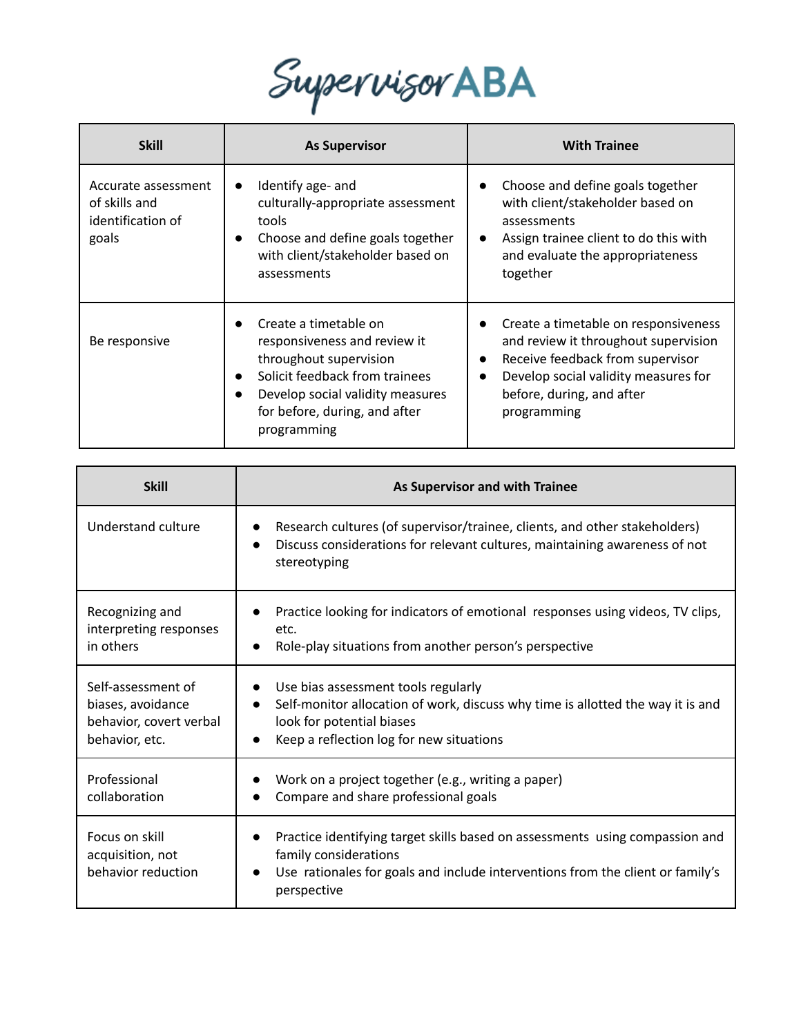# SupervisorABA

| Skill | As Supervisor | With Trainee |
|---|---|---|
| Accurate assessment of skills and identification of goals | • Identify age- and culturally-appropriate assessment tools<br>• Choose and define goals together with client/stakeholder based on assessments | • Choose and define goals together with client/stakeholder based on assessments<br>• Assign trainee client to do this with and evaluate the appropriateness together |
| Be responsive | • Create a timetable on responsiveness and review it throughout supervision<br>• Solicit feedback from trainees<br>• Develop social validity measures for before, during, and after programming | • Create a timetable on responsiveness and review it throughout supervision<br>• Receive feedback from supervisor<br>• Develop social validity measures for before, during, and after programming |

| Skill | As Supervisor and with Trainee |
|---|---|
| Understand culture | • Research cultures (of supervisor/trainee, clients, and other stakeholders)<br>• Discuss considerations for relevant cultures, maintaining awareness of not stereotyping |
| Recognizing and interpreting responses in others | • Practice looking for indicators of emotional responses using videos, TV clips, etc.<br>• Role-play situations from another person's perspective |
| Self-assessment of biases, avoidance behavior, covert verbal behavior, etc. | • Use bias assessment tools regularly<br>• Self-monitor allocation of work, discuss why time is allotted the way it is and look for potential biases<br>• Keep a reflection log for new situations |
| Professional collaboration | • Work on a project together (e.g., writing a paper)<br>• Compare and share professional goals |
| Focus on skill acquisition, not behavior reduction | • Practice identifying target skills based on assessments using compassion and family considerations<br>• Use rationales for goals and include interventions from the client or family's perspective |